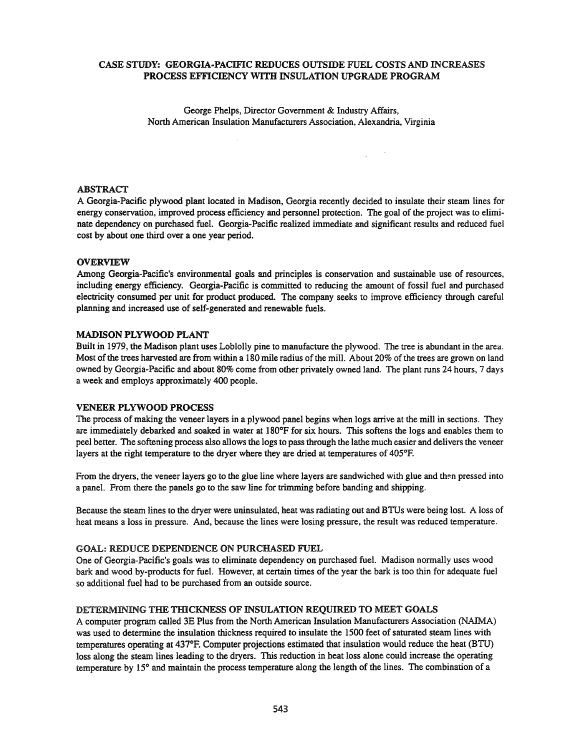# CASE STUDY: GEORGIA-PACIFIC REDUCES OUTSIDE FUEL COSTS AND INCREASES PROCESS EFFICIENCY WITH INSULATION UPGRADE PROGRAM

George Phelps, Director Government & Industry Affairs,
North American Insulation Manufacturers Association, Alexandria, Virginia

## ABSTRACT

A Georgia-Pacific plywood plant located in Madison, Georgia recently decided to insulate their steam lines for energy conservation, improved process efficiency and personnel protection. The goal of the project was to eliminate dependency on purchased fuel. Georgia-Pacific realized immediate and significant results and reduced fuel cost by about one third over a one year period.

## OVERVIEW

Among Georgia-Pacific's environmental goals and principles is conservation and sustainable use of resources, including energy efficiency. Georgia-Pacific is committed to reducing the amount of fossil fuel and purchased electricity consumed per unit for product produced. The company seeks to improve efficiency through careful planning and increased use of self-generated and renewable fuels.

## MADISON PLYWOOD PLANT

Built in 1979, the Madison plant uses Loblolly pine to manufacture the plywood. The tree is abundant in the area. Most of the trees harvested are from within a 180 mile radius of the mill. About 20% of the trees are grown on land owned by Georgia-Pacific and about 80% come from other privately owned land. The plant runs 24 hours, 7 days a week and employs approximately 400 people.

## VENEER PLYWOOD PROCESS

The process of making the veneer layers in a plywood panel begins when logs arrive at the mill in sections. They are immediately debarked and soaked in water at 180°F for six hours. This softens the logs and enables them to peel better. The softening process also allows the logs to pass through the lathe much easier and delivers the veneer layers at the right temperature to the dryer where they are dried at temperatures of 405°F.

From the dryers, the veneer layers go to the glue line where layers are sandwiched with glue and then pressed into a panel. From there the panels go to the saw line for trimming before banding and shipping.

Because the steam lines to the dryer were uninsulated, heat was radiating out and BTUs were being lost. A loss of heat means a loss in pressure. And, because the lines were losing pressure, the result was reduced temperature.

## GOAL: REDUCE DEPENDENCE ON PURCHASED FUEL

One of Georgia-Pacific's goals was to eliminate dependency on purchased fuel. Madison normally uses wood bark and wood by-products for fuel. However, at certain times of the year the bark is too thin for adequate fuel so additional fuel had to be purchased from an outside source.

## DETERMINING THE THICKNESS OF INSULATION REQUIRED TO MEET GOALS

A computer program called 3E Plus from the North American Insulation Manufacturers Association (NAIMA) was used to determine the insulation thickness required to insulate the 1500 feet of saturated steam lines with temperatures operating at 437°F. Computer projections estimated that insulation would reduce the heat (BTU) loss along the steam lines leading to the dryers. This reduction in heat loss alone could increase the operating temperature by 15° and maintain the process temperature along the length of the lines. The combination of a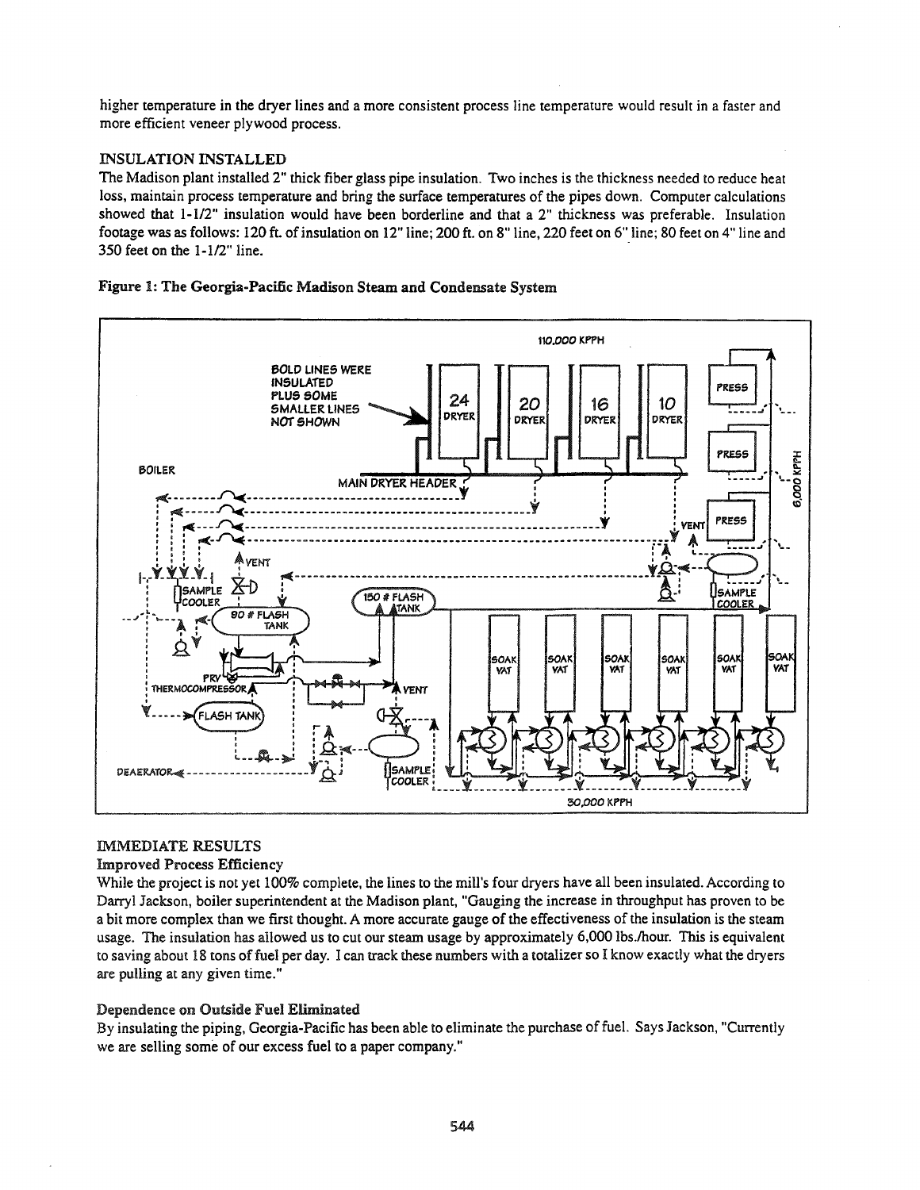higher temperature in the dryer lines and a more consistent process line temperature would result in a faster and more efficient veneer plywood process.

## INSULATION INSTALLED

The Madison plant installed 2" thick fiber glass pipe insulation. Two inches is the thickness needed to reduce heat loss, maintain process temperature and bring the surface temperatures of the pipes down. Computer calculations showed that 1-1/2" insulation would have been borderline and that a 2" thickness was preferable. Insulation footage was as follows: 120 ft. of insulation on 12" line; 200 ft. on 8" line, 220 feet on 6" line; 80 feet on 4" line and 350 feet on the 1-1/2" line.

**Figure 1: The Georgia-Pacific Madison Steam and Condensate System**

## IMMEDIATE RESULTS

### Improved Process Efficiency

While the project is not yet 100% complete, the lines to the mill's four dryers have all been insulated. According to Darryl Jackson, boiler superintendent at the Madison plant, "Gauging the increase in throughput has proven to be a bit more complex than we first thought. A more accurate gauge of the effectiveness of the insulation is the steam usage. The insulation has allowed us to cut our steam usage by approximately 6,000 lbs./hour. This is equivalent to saving about 18 tons of fuel per day. I can track these numbers with a totalizer so I know exactly what the dryers are pulling at any given time."

### Dependence on Outside Fuel Eliminated

By insulating the piping, Georgia-Pacific has been able to eliminate the purchase of fuel. Says Jackson, "Currently we are selling some of our excess fuel to a paper company."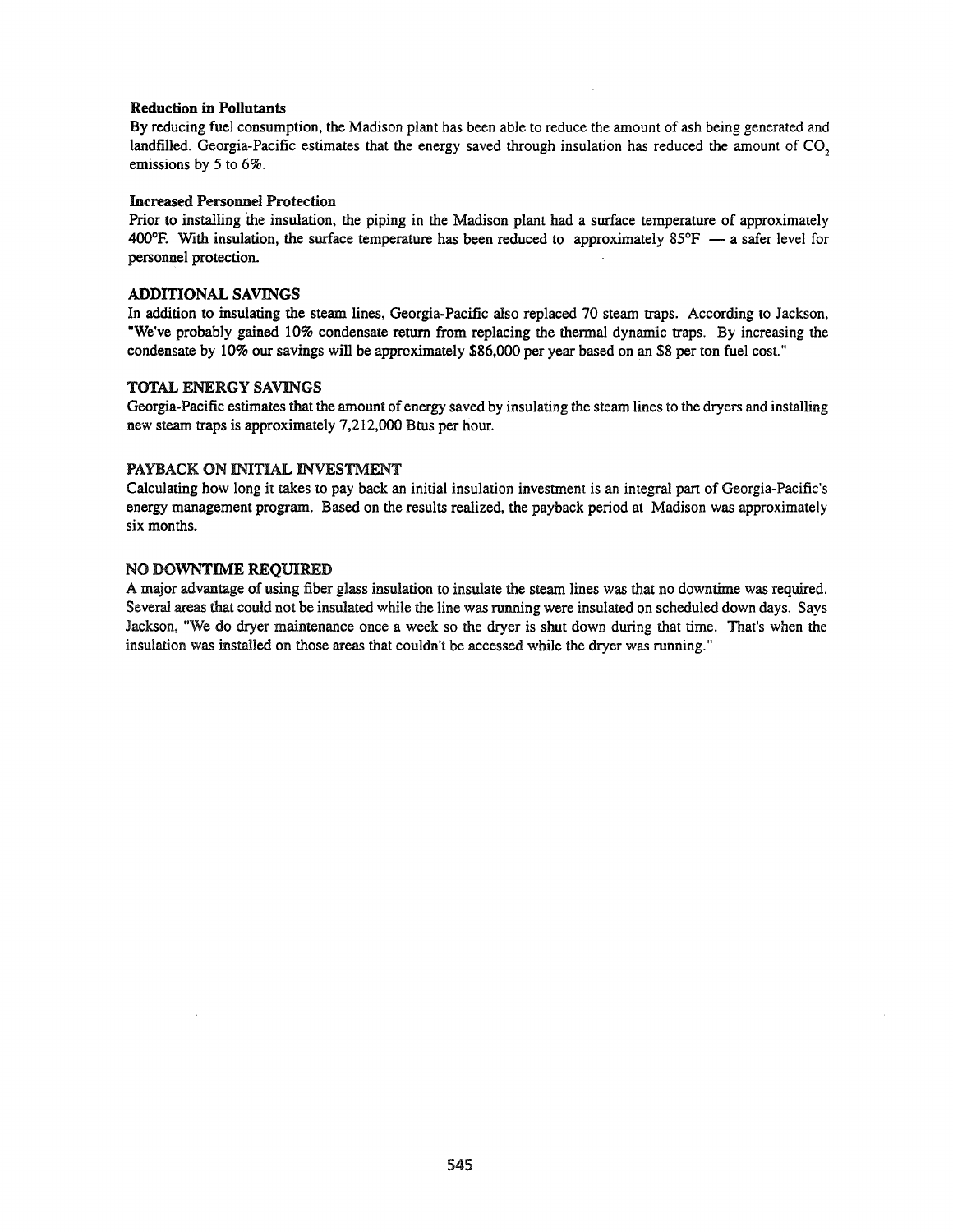**Reduction in Pollutants**

By reducing fuel consumption, the Madison plant has been able to reduce the amount of ash being generated and landfilled. Georgia-Pacific estimates that the energy saved through insulation has reduced the amount of $CO_2$ emissions by 5 to 6%.

**Increased Personnel Protection**

Prior to installing the insulation, the piping in the Madison plant had a surface temperature of approximately 400°F. With insulation, the surface temperature has been reduced to approximately 85°F — a safer level for personnel protection.

## ADDITIONAL SAVINGS

In addition to insulating the steam lines, Georgia-Pacific also replaced 70 steam traps. According to Jackson, "We've probably gained 10% condensate return from replacing the thermal dynamic traps. By increasing the condensate by 10% our savings will be approximately $86,000 per year based on an $8 per ton fuel cost."

## TOTAL ENERGY SAVINGS

Georgia-Pacific estimates that the amount of energy saved by insulating the steam lines to the dryers and installing new steam traps is approximately 7,212,000 Btus per hour.

## PAYBACK ON INITIAL INVESTMENT

Calculating how long it takes to pay back an initial insulation investment is an integral part of Georgia-Pacific's energy management program. Based on the results realized, the payback period at Madison was approximately six months.

## NO DOWNTIME REQUIRED

A major advantage of using fiber glass insulation to insulate the steam lines was that no downtime was required. Several areas that could not be insulated while the line was running were insulated on scheduled down days. Says Jackson, "We do dryer maintenance once a week so the dryer is shut down during that time. That's when the insulation was installed on those areas that couldn't be accessed while the dryer was running."